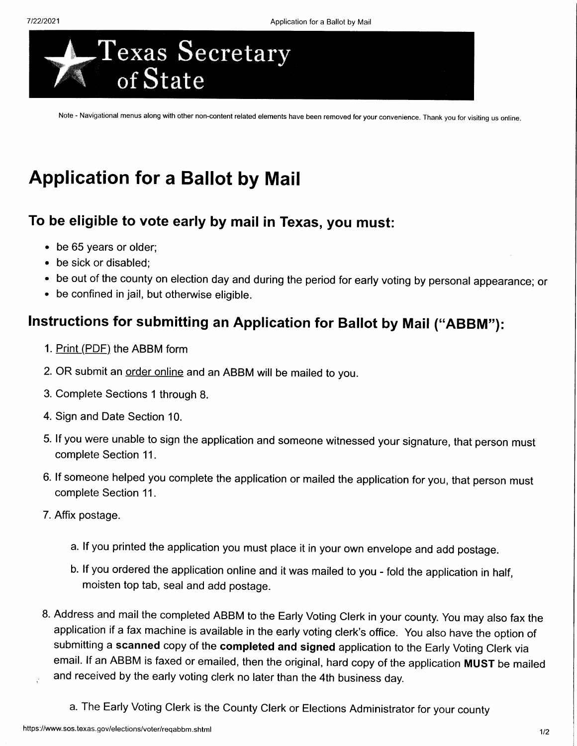# Texas Secretary of State

Note - Navigational menus along with other non-content related elements have been removed for your convenience. Thank you for visiting us online.

# Application for a Ballot by Mail

## To be eligible to vote early by mail in Texas, you must:

- be 65 years or older;
- be sick or disabled;
- be out of the county on election day and during the period for early voting by personal appearance; or
- be confined in jail, but otherwise eligible.

## Instructions for submitting an Application for Ballot by Mail ("ABBM"):

1. Print (PDF) the ABBM form
2. OR submit an order online and an ABBM will be mailed to you.
3. Complete Sections 1 through 8.
4. Sign and Date Section 10.
5. If you were unable to sign the application and someone witnessed your signature, that person must complete Section 11.
6. If someone helped you complete the application or mailed the application for you, that person must complete Section 11.
7. Affix postage.
    a. If you printed the application you must place it in your own envelope and add postage.
    b. If you ordered the application online and it was mailed to you - fold the application in half, moisten top tab, seal and add postage.
8. Address and mail the completed ABBM to the Early Voting Clerk in your county. You may also fax the application if a fax machine is available in the early voting clerk's office. You also have the option of submitting a **scanned** copy of the **completed and signed** application to the Early Voting Clerk via email. If an ABBM is faxed or emailed, then the original, hard copy of the application **MUST** be mailed and received by the early voting clerk no later than the 4th business day.
    a. The Early Voting Clerk is the County Clerk or Elections Administrator for your county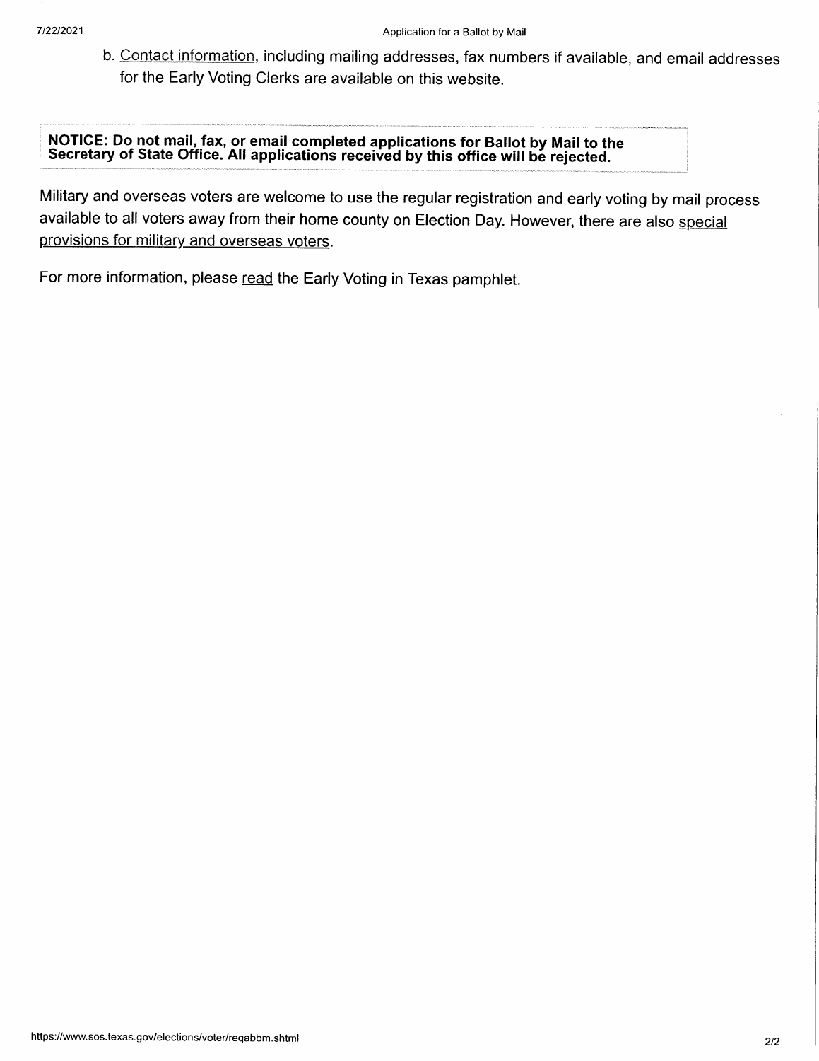b. Contact information, including mailing addresses, fax numbers if available, and email addresses for the Early Voting Clerks are available on this website.

**NOTICE: Do not mail, fax, or email completed applications for Ballot by Mail to the Secretary of State Office. All applications received by this office will be rejected.**

Military and overseas voters are welcome to use the regular registration and early voting by mail process available to all voters away from their home county on Election Day. However, there are also special provisions for military and overseas voters.

For more information, please read the Early Voting in Texas pamphlet.